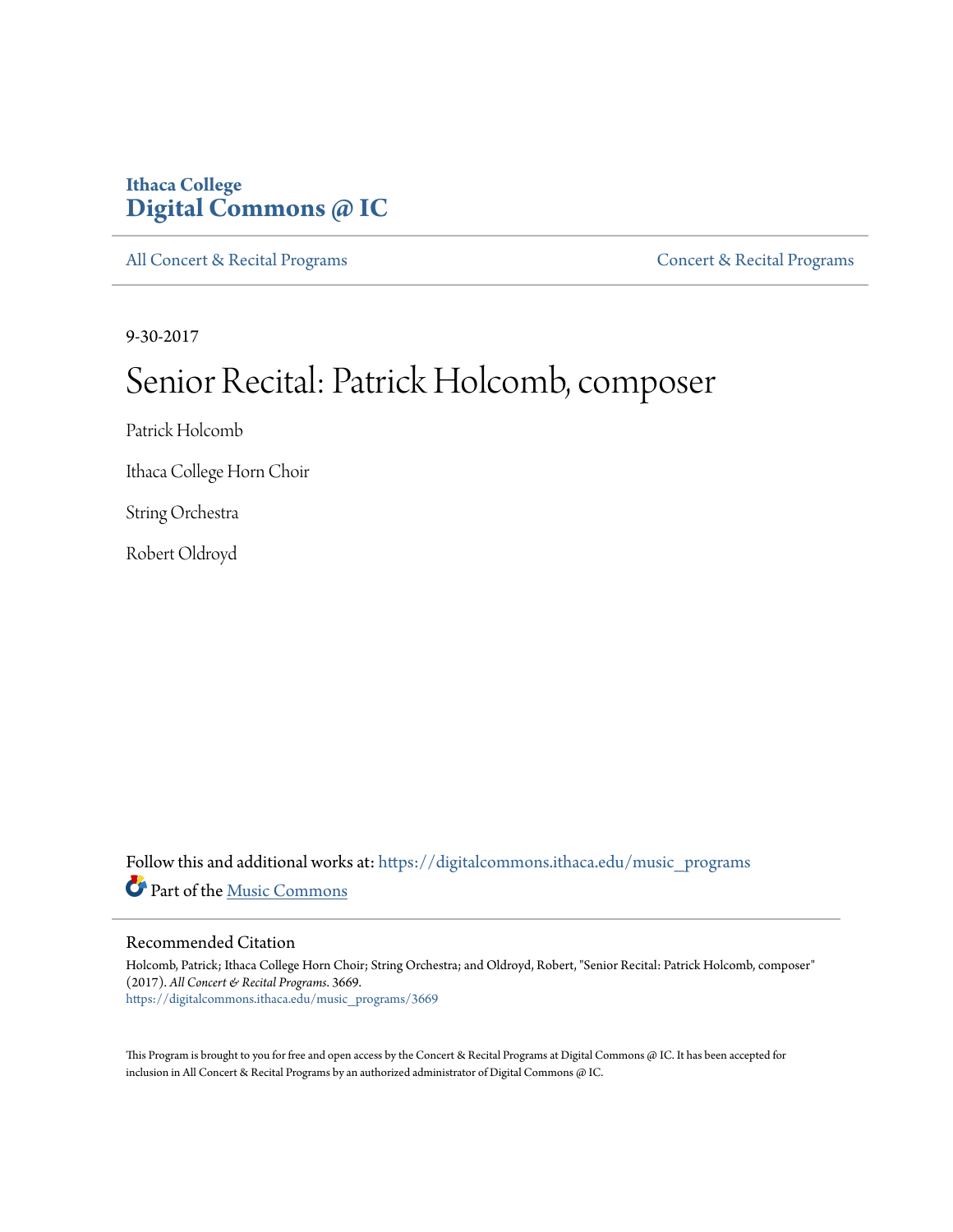Ithaca College
**Digital Commons @ IC**

All Concert & Recital Programs | Concert & Recital Programs

9-30-2017

# Senior Recital: Patrick Holcomb, composer

Patrick Holcomb

Ithaca College Horn Choir

String Orchestra

Robert Oldroyd

Follow this and additional works at: https://digitalcommons.ithaca.edu/music_programs

Part of the Music Commons

## Recommended Citation

Holcomb, Patrick; Ithaca College Horn Choir; String Orchestra; and Oldroyd, Robert, "Senior Recital: Patrick Holcomb, composer" (2017). *All Concert & Recital Programs*. 3669.
https://digitalcommons.ithaca.edu/music_programs/3669

This Program is brought to you for free and open access by the Concert & Recital Programs at Digital Commons @ IC. It has been accepted for inclusion in All Concert & Recital Programs by an authorized administrator of Digital Commons @ IC.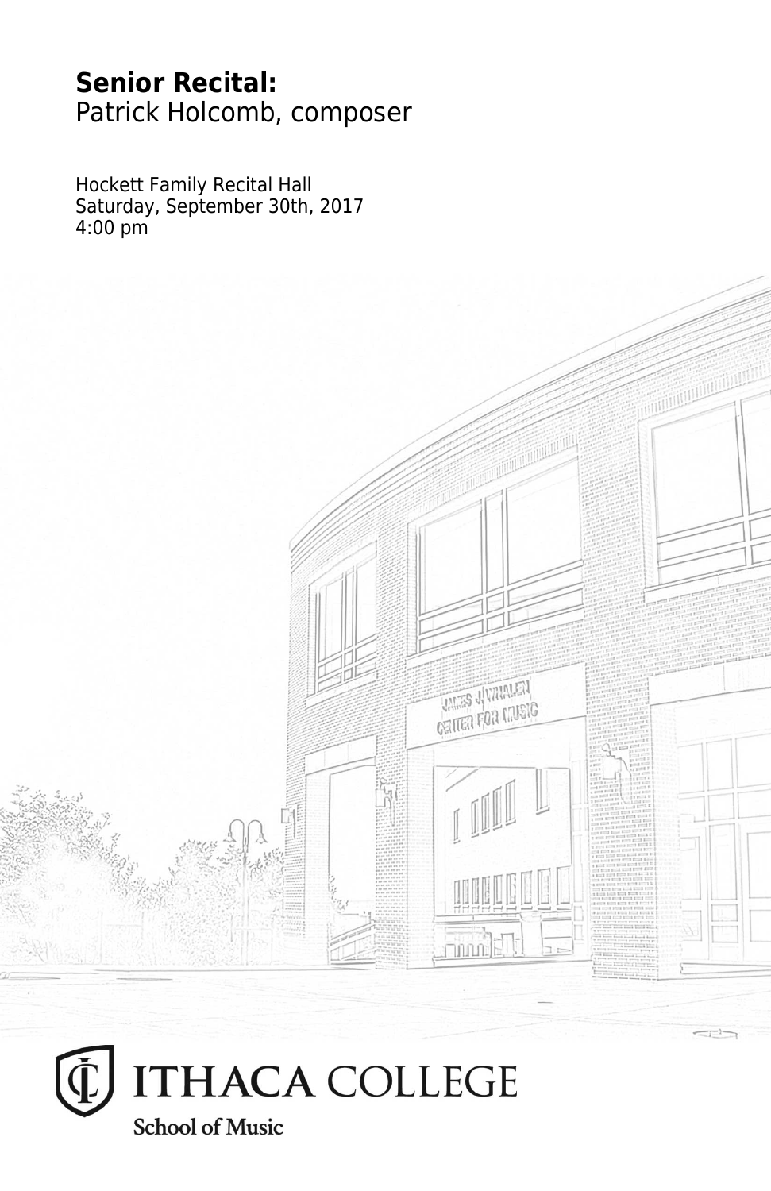**Senior Recital:**
Patrick Holcomb, composer

Hockett Family Recital Hall
Saturday, September 30th, 2017
4:00 pm

ITHACA COLLEGE
School of Music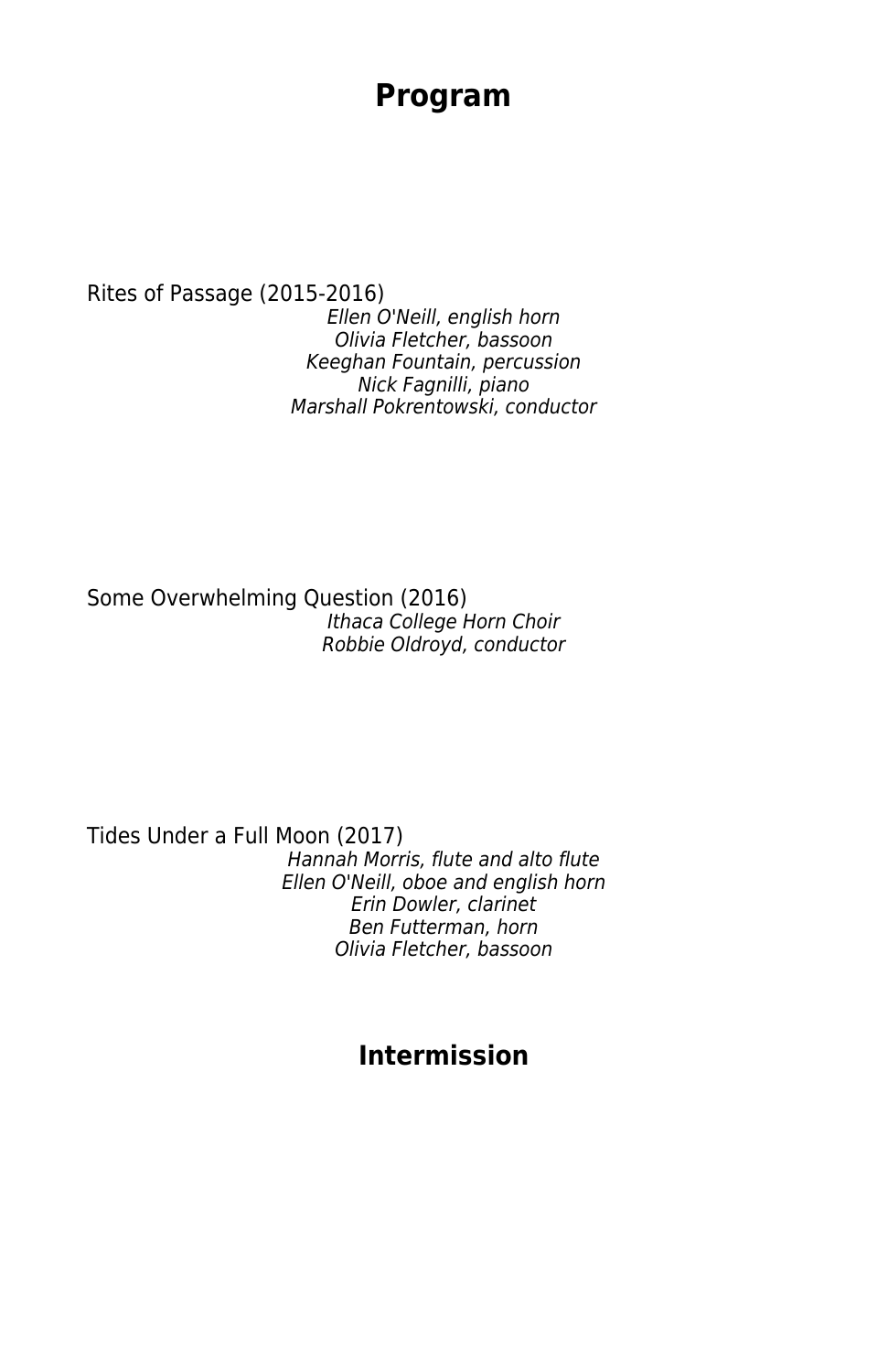# Program

Rites of Passage (2015-2016)

*Ellen O'Neill, english horn*
*Olivia Fletcher, bassoon*
*Keeghan Fountain, percussion*
*Nick Fagnilli, piano*
*Marshall Pokrentowski, conductor*

Some Overwhelming Question (2016)

*Ithaca College Horn Choir*
*Robbie Oldroyd, conductor*

Tides Under a Full Moon (2017)

*Hannah Morris, flute and alto flute*
*Ellen O'Neill, oboe and english horn*
*Erin Dowler, clarinet*
*Ben Futterman, horn*
*Olivia Fletcher, bassoon*

## Intermission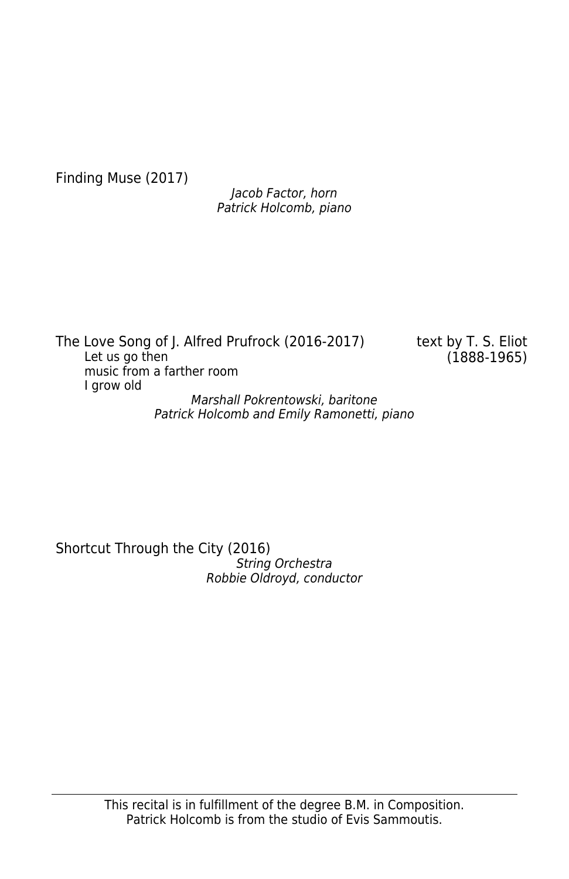Finding Muse (2017)

*Jacob Factor, horn*
*Patrick Holcomb, piano*

The Love Song of J. Alfred Prufrock (2016-2017) text by T. S. Eliot (1888-1965)

Let us go then
music from a farther room
I grow old

*Marshall Pokrentowski, baritone*
*Patrick Holcomb and Emily Ramonetti, piano*

Shortcut Through the City (2016)

*String Orchestra*
*Robbie Oldroyd, conductor*

---

This recital is in fulfillment of the degree B.M. in Composition.
Patrick Holcomb is from the studio of Evis Sammoutis.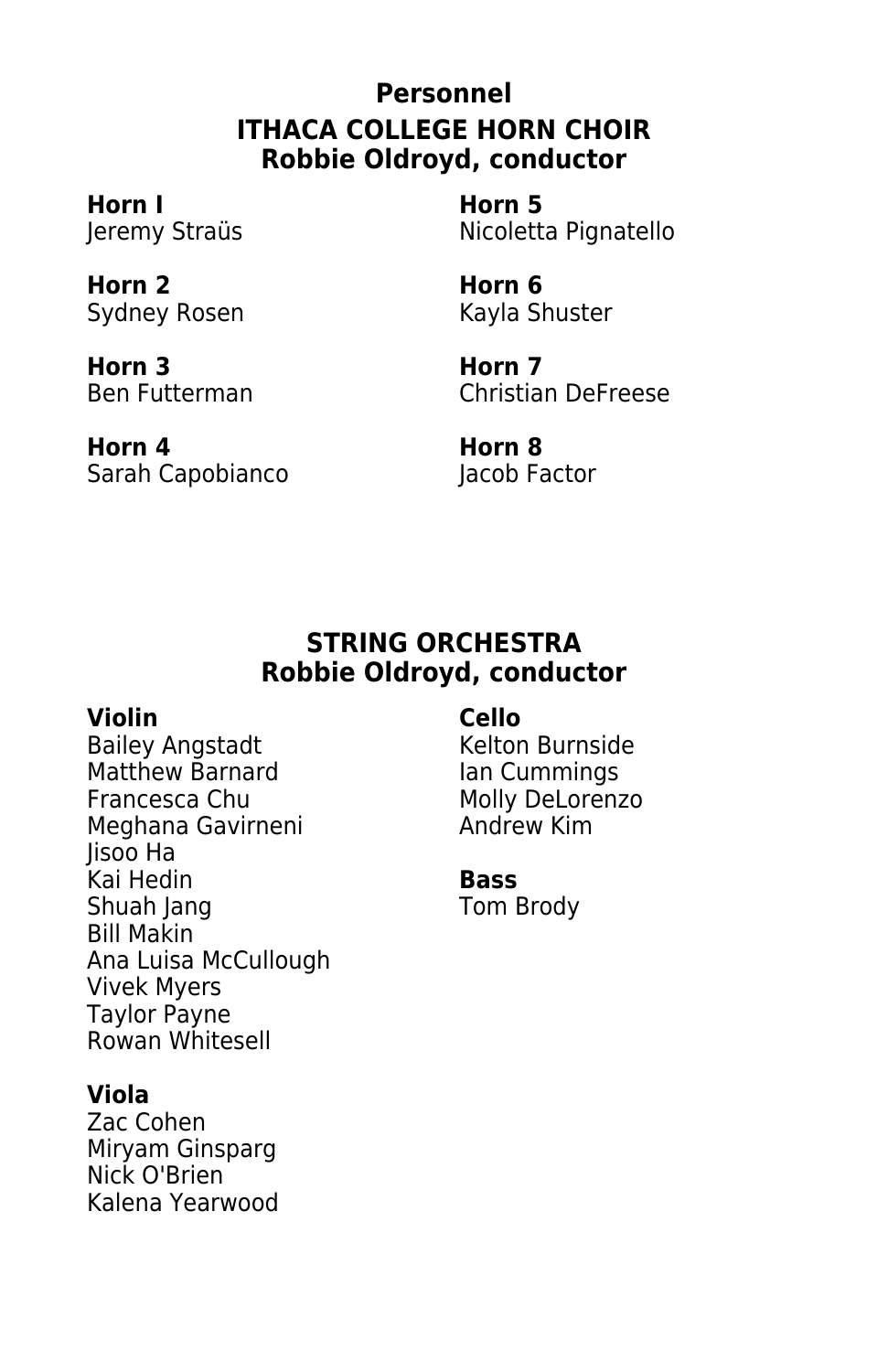## Personnel

## ITHACA COLLEGE HORN CHOIR
**Robbie Oldroyd, conductor**

**Horn I**
Jeremy Straüs

**Horn 2**
Sydney Rosen

**Horn 3**
Ben Futterman

**Horn 4**
Sarah Capobianco

**Horn 5**
Nicoletta Pignatello

**Horn 6**
Kayla Shuster

**Horn 7**
Christian DeFreese

**Horn 8**
Jacob Factor

## STRING ORCHESTRA
**Robbie Oldroyd, conductor**

**Violin**
Bailey Angstadt
Matthew Barnard
Francesca Chu
Meghana Gavirneni
Jisoo Ha
Kai Hedin
Shuah Jang
Bill Makin
Ana Luisa McCullough
Vivek Myers
Taylor Payne
Rowan Whitesell

**Viola**
Zac Cohen
Miryam Ginsparg
Nick O'Brien
Kalena Yearwood

**Cello**
Kelton Burnside
Ian Cummings
Molly DeLorenzo
Andrew Kim

**Bass**
Tom Brody